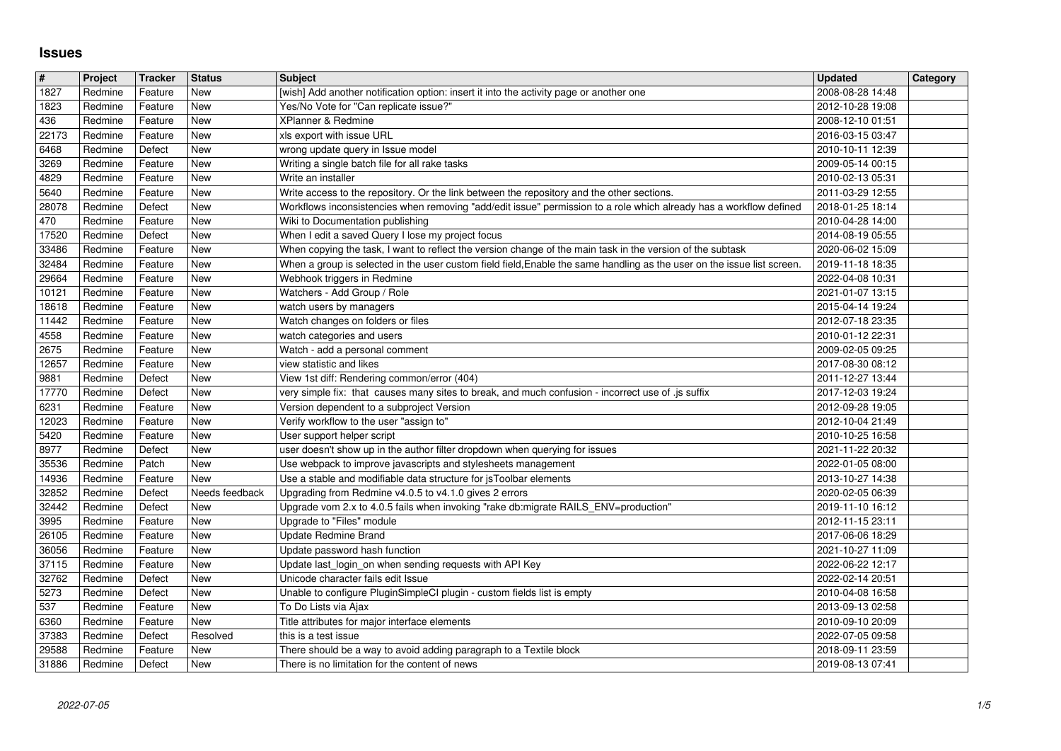# Issues

| # | Project | Tracker | Status | Subject | Updated | Category |
|---|---|---|---|---|---|---|
| 1827 | Redmine | Feature | New | [wish] Add another notification option: insert it into the activity page or another one | 2008-08-28 14:48 | |
| 1823 | Redmine | Feature | New | Yes/No Vote for "Can replicate issue?" | 2012-10-28 19:08 | |
| 436 | Redmine | Feature | New | XPlanner & Redmine | 2008-12-10 01:51 | |
| 22173 | Redmine | Feature | New | xls export with issue URL | 2016-03-15 03:47 | |
| 6468 | Redmine | Defect | New | wrong update query in Issue model | 2010-10-11 12:39 | |
| 3269 | Redmine | Feature | New | Writing a single batch file for all rake tasks | 2009-05-14 00:15 | |
| 4829 | Redmine | Feature | New | Write an installer | 2010-02-13 05:31 | |
| 5640 | Redmine | Feature | New | Write access to the repository. Or the link between the repository and the other sections. | 2011-03-29 12:55 | |
| 28078 | Redmine | Defect | New | Workflows inconsistencies when removing "add/edit issue" permission to a role which already has a workflow defined | 2018-01-25 18:14 | |
| 470 | Redmine | Feature | New | Wiki to Documentation publishing | 2010-04-28 14:00 | |
| 17520 | Redmine | Defect | New | When I edit a saved Query I lose my project focus | 2014-08-19 05:55 | |
| 33486 | Redmine | Feature | New | When copying the task, I want to reflect the version change of the main task in the version of the subtask | 2020-06-02 15:09 | |
| 32484 | Redmine | Feature | New | When a group is selected in the user custom field field,Enable the same handling as the user on the issue list screen. | 2019-11-18 18:35 | |
| 29664 | Redmine | Feature | New | Webhook triggers in Redmine | 2022-04-08 10:31 | |
| 10121 | Redmine | Feature | New | Watchers - Add Group / Role | 2021-01-07 13:15 | |
| 18618 | Redmine | Feature | New | watch users by managers | 2015-04-14 19:24 | |
| 11442 | Redmine | Feature | New | Watch changes on folders or files | 2012-07-18 23:35 | |
| 4558 | Redmine | Feature | New | watch categories and users | 2010-01-12 22:31 | |
| 2675 | Redmine | Feature | New | Watch - add a personal comment | 2009-02-05 09:25 | |
| 12657 | Redmine | Feature | New | view statistic and likes | 2017-08-30 08:12 | |
| 9881 | Redmine | Defect | New | View 1st diff: Rendering common/error (404) | 2011-12-27 13:44 | |
| 17770 | Redmine | Defect | New | very simple fix: that causes many sites to break, and much confusion - incorrect use of .js suffix | 2017-12-03 19:24 | |
| 6231 | Redmine | Feature | New | Version dependent to a subproject Version | 2012-09-28 19:05 | |
| 12023 | Redmine | Feature | New | Verify workflow to the user "assign to" | 2012-10-04 21:49 | |
| 5420 | Redmine | Feature | New | User support helper script | 2010-10-25 16:58 | |
| 8977 | Redmine | Defect | New | user doesn't show up in the author filter dropdown when querying for issues | 2021-11-22 20:32 | |
| 35536 | Redmine | Patch | New | Use webpack to improve javascripts and stylesheets management | 2022-01-05 08:00 | |
| 14936 | Redmine | Feature | New | Use a stable and modifiable data structure for jsToolbar elements | 2013-10-27 14:38 | |
| 32852 | Redmine | Defect | Needs feedback | Upgrading from Redmine v4.0.5 to v4.1.0 gives 2 errors | 2020-02-05 06:39 | |
| 32442 | Redmine | Defect | New | Upgrade vom 2.x to 4.0.5 fails when invoking "rake db:migrate RAILS_ENV=production" | 2019-11-10 16:12 | |
| 3995 | Redmine | Feature | New | Upgrade to "Files" module | 2012-11-15 23:11 | |
| 26105 | Redmine | Feature | New | Update Redmine Brand | 2017-06-06 18:29 | |
| 36056 | Redmine | Feature | New | Update password hash function | 2021-10-27 11:09 | |
| 37115 | Redmine | Feature | New | Update last_login_on when sending requests with API Key | 2022-06-22 12:17 | |
| 32762 | Redmine | Defect | New | Unicode character fails edit Issue | 2022-02-14 20:51 | |
| 5273 | Redmine | Defect | New | Unable to configure PluginSimpleCI plugin - custom fields list is empty | 2010-04-08 16:58 | |
| 537 | Redmine | Feature | New | To Do Lists via Ajax | 2013-09-13 02:58 | |
| 6360 | Redmine | Feature | New | Title attributes for major interface elements | 2010-09-10 20:09 | |
| 37383 | Redmine | Defect | Resolved | this is a test issue | 2022-07-05 09:58 | |
| 29588 | Redmine | Feature | New | There should be a way to avoid adding paragraph to a Textile block | 2018-09-11 23:59 | |
| 31886 | Redmine | Defect | New | There is no limitation for the content of news | 2019-08-13 07:41 | |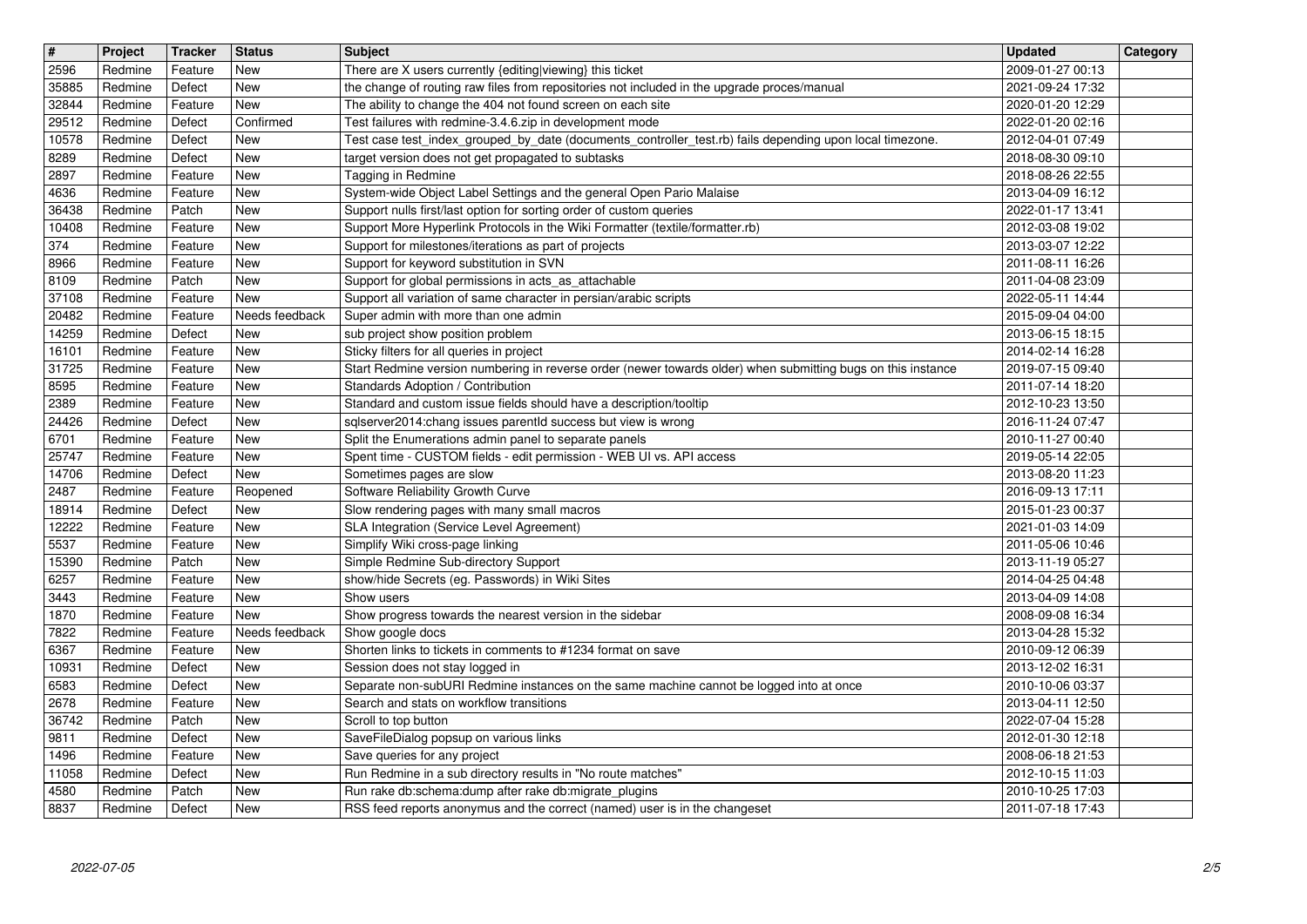| # | Project | Tracker | Status | Subject | Updated | Category |
|---|---|---|---|---|---|---|
| 2596 | Redmine | Feature | New | There are X users currently {editing|viewing} this ticket | 2009-01-27 00:13 | |
| 35885 | Redmine | Defect | New | the change of routing raw files from repositories not included in the upgrade proces/manual | 2021-09-24 17:32 | |
| 32844 | Redmine | Feature | New | The ability to change the 404 not found screen on each site | 2020-01-20 12:29 | |
| 29512 | Redmine | Defect | Confirmed | Test failures with redmine-3.4.6.zip in development mode | 2022-01-20 02:16 | |
| 10578 | Redmine | Defect | New | Test case test_index_grouped_by_date (documents_controller_test.rb) fails depending upon local timezone. | 2012-04-01 07:49 | |
| 8289 | Redmine | Defect | New | target version does not get propagated to subtasks | 2018-08-30 09:10 | |
| 2897 | Redmine | Feature | New | Tagging in Redmine | 2018-08-26 22:55 | |
| 4636 | Redmine | Feature | New | System-wide Object Label Settings and the general Open Pario Malaise | 2013-04-09 16:12 | |
| 36438 | Redmine | Patch | New | Support nulls first/last option for sorting order of custom queries | 2022-01-17 13:41 | |
| 10408 | Redmine | Feature | New | Support More Hyperlink Protocols in the Wiki Formatter (textile/formatter.rb) | 2012-03-08 19:02 | |
| 374 | Redmine | Feature | New | Support for milestones/iterations as part of projects | 2013-03-07 12:22 | |
| 8966 | Redmine | Feature | New | Support for keyword substitution in SVN | 2011-08-11 16:26 | |
| 8109 | Redmine | Patch | New | Support for global permissions in acts_as_attachable | 2011-04-08 23:09 | |
| 37108 | Redmine | Feature | New | Support all variation of same character in persian/arabic scripts | 2022-05-11 14:44 | |
| 20482 | Redmine | Feature | Needs feedback | Super admin with more than one admin | 2015-09-04 04:00 | |
| 14259 | Redmine | Defect | New | sub project show position problem | 2013-06-15 18:15 | |
| 16101 | Redmine | Feature | New | Sticky filters for all queries in project | 2014-02-14 16:28 | |
| 31725 | Redmine | Feature | New | Start Redmine version numbering in reverse order (newer towards older) when submitting bugs on this instance | 2019-07-15 09:40 | |
| 8595 | Redmine | Feature | New | Standards Adoption / Contribution | 2011-07-14 18:20 | |
| 2389 | Redmine | Feature | New | Standard and custom issue fields should have a description/tooltip | 2012-10-23 13:50 | |
| 24426 | Redmine | Defect | New | sqlserver2014:chang issues parentId success but view is wrong | 2016-11-24 07:47 | |
| 6701 | Redmine | Feature | New | Split the Enumerations admin panel to separate panels | 2010-11-27 00:40 | |
| 25747 | Redmine | Feature | New | Spent time - CUSTOM fields - edit permission - WEB UI vs. API access | 2019-05-14 22:05 | |
| 14706 | Redmine | Defect | New | Sometimes pages are slow | 2013-08-20 11:23 | |
| 2487 | Redmine | Feature | Reopened | Software Reliability Growth Curve | 2016-09-13 17:11 | |
| 18914 | Redmine | Defect | New | Slow rendering pages with many small macros | 2015-01-23 00:37 | |
| 12222 | Redmine | Feature | New | SLA Integration (Service Level Agreement) | 2021-01-03 14:09 | |
| 5537 | Redmine | Feature | New | Simplify Wiki cross-page linking | 2011-05-06 10:46 | |
| 15390 | Redmine | Patch | New | Simple Redmine Sub-directory Support | 2013-11-19 05:27 | |
| 6257 | Redmine | Feature | New | show/hide Secrets (eg. Passwords) in Wiki Sites | 2014-04-25 04:48 | |
| 3443 | Redmine | Feature | New | Show users | 2013-04-09 14:08 | |
| 1870 | Redmine | Feature | New | Show progress towards the nearest version in the sidebar | 2008-09-08 16:34 | |
| 7822 | Redmine | Feature | Needs feedback | Show google docs | 2013-04-28 15:32 | |
| 6367 | Redmine | Feature | New | Shorten links to tickets in comments to #1234 format on save | 2010-09-12 06:39 | |
| 10931 | Redmine | Defect | New | Session does not stay logged in | 2013-12-02 16:31 | |
| 6583 | Redmine | Defect | New | Separate non-subURI Redmine instances on the same machine cannot be logged into at once | 2010-10-06 03:37 | |
| 2678 | Redmine | Feature | New | Search and stats on workflow transitions | 2013-04-11 12:50 | |
| 36742 | Redmine | Patch | New | Scroll to top button | 2022-07-04 15:28 | |
| 9811 | Redmine | Defect | New | SaveFileDialog popsup on various links | 2012-01-30 12:18 | |
| 1496 | Redmine | Feature | New | Save queries for any project | 2008-06-18 21:53 | |
| 11058 | Redmine | Defect | New | Run Redmine in a sub directory results in "No route matches" | 2012-10-15 11:03 | |
| 4580 | Redmine | Patch | New | Run rake db:schema:dump after rake db:migrate_plugins | 2010-10-25 17:03 | |
| 8837 | Redmine | Defect | New | RSS feed reports anonymus and the correct (named) user is in the changeset | 2011-07-18 17:43 | |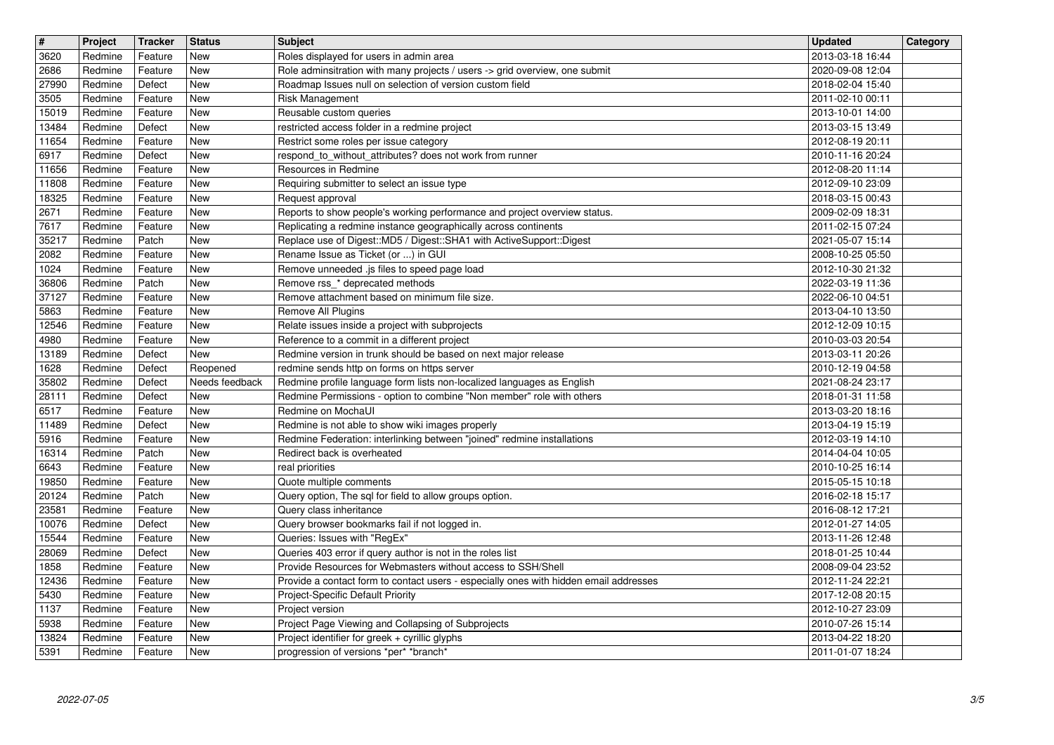| # | Project | Tracker | Status | Subject | Updated | Category |
|---|---|---|---|---|---|---|
| 3620 | Redmine | Feature | New | Roles displayed for users in admin area | 2013-03-18 16:44 | |
| 2686 | Redmine | Feature | New | Role adminsitration with many projects / users -> grid overview, one submit | 2020-09-08 12:04 | |
| 27990 | Redmine | Defect | New | Roadmap Issues null on selection of version custom field | 2018-02-04 15:40 | |
| 3505 | Redmine | Feature | New | Risk Management | 2011-02-10 00:11 | |
| 15019 | Redmine | Feature | New | Reusable custom queries | 2013-10-01 14:00 | |
| 13484 | Redmine | Defect | New | restricted access folder in a redmine project | 2013-03-15 13:49 | |
| 11654 | Redmine | Feature | New | Restrict some roles per issue category | 2012-08-19 20:11 | |
| 6917 | Redmine | Defect | New | respond_to_without_attributes? does not work from runner | 2010-11-16 20:24 | |
| 11656 | Redmine | Feature | New | Resources in Redmine | 2012-08-20 11:14 | |
| 11808 | Redmine | Feature | New | Requiring submitter to select an issue type | 2012-09-10 23:09 | |
| 18325 | Redmine | Feature | New | Request approval | 2018-03-15 00:43 | |
| 2671 | Redmine | Feature | New | Reports to show people's working performance and project overview status. | 2009-02-09 18:31 | |
| 7617 | Redmine | Feature | New | Replicating a redmine instance geographically across continents | 2011-02-15 07:24 | |
| 35217 | Redmine | Patch | New | Replace use of Digest::MD5 / Digest::SHA1 with ActiveSupport::Digest | 2021-05-07 15:14 | |
| 2082 | Redmine | Feature | New | Rename Issue as Ticket (or ...) in GUI | 2008-10-25 05:50 | |
| 1024 | Redmine | Feature | New | Remove unneeded .js files to speed page load | 2012-10-30 21:32 | |
| 36806 | Redmine | Patch | New | Remove rss_* deprecated methods | 2022-03-19 11:36 | |
| 37127 | Redmine | Feature | New | Remove attachment based on minimum file size. | 2022-06-10 04:51 | |
| 5863 | Redmine | Feature | New | Remove All Plugins | 2013-04-10 13:50 | |
| 12546 | Redmine | Feature | New | Relate issues inside a project with subprojects | 2012-12-09 10:15 | |
| 4980 | Redmine | Feature | New | Reference to a commit in a different project | 2010-03-03 20:54 | |
| 13189 | Redmine | Defect | New | Redmine version in trunk should be based on next major release | 2013-03-11 20:26 | |
| 1628 | Redmine | Defect | Reopened | redmine sends http on forms on https server | 2010-12-19 04:58 | |
| 35802 | Redmine | Defect | Needs feedback | Redmine profile language form lists non-localized languages as English | 2021-08-24 23:17 | |
| 28111 | Redmine | Defect | New | Redmine Permissions - option to combine "Non member" role with others | 2018-01-31 11:58 | |
| 6517 | Redmine | Feature | New | Redmine on MochaUI | 2013-03-20 18:16 | |
| 11489 | Redmine | Defect | New | Redmine is not able to show wiki images properly | 2013-04-19 15:19 | |
| 5916 | Redmine | Feature | New | Redmine Federation: interlinking between "joined" redmine installations | 2012-03-19 14:10 | |
| 16314 | Redmine | Patch | New | Redirect back is overheated | 2014-04-04 10:05 | |
| 6643 | Redmine | Feature | New | real priorities | 2010-10-25 16:14 | |
| 19850 | Redmine | Feature | New | Quote multiple comments | 2015-05-15 10:18 | |
| 20124 | Redmine | Patch | New | Query option, The sql for field to allow groups option. | 2016-02-18 15:17 | |
| 23581 | Redmine | Feature | New | Query class inheritance | 2016-08-12 17:21 | |
| 10076 | Redmine | Defect | New | Query browser bookmarks fail if not logged in. | 2012-01-27 14:05 | |
| 15544 | Redmine | Feature | New | Queries: Issues with "RegEx" | 2013-11-26 12:48 | |
| 28069 | Redmine | Defect | New | Queries 403 error if query author is not in the roles list | 2018-01-25 10:44 | |
| 1858 | Redmine | Feature | New | Provide Resources for Webmasters without access to SSH/Shell | 2008-09-04 23:52 | |
| 12436 | Redmine | Feature | New | Provide a contact form to contact users - especially ones with hidden email addresses | 2012-11-24 22:21 | |
| 5430 | Redmine | Feature | New | Project-Specific Default Priority | 2017-12-08 20:15 | |
| 1137 | Redmine | Feature | New | Project version | 2012-10-27 23:09 | |
| 5938 | Redmine | Feature | New | Project Page Viewing and Collapsing of Subprojects | 2010-07-26 15:14 | |
| 13824 | Redmine | Feature | New | Project identifier for greek + cyrillic glyphs | 2013-04-22 18:20 | |
| 5391 | Redmine | Feature | New | progression of versions *per* *branch* | 2011-01-07 18:24 | |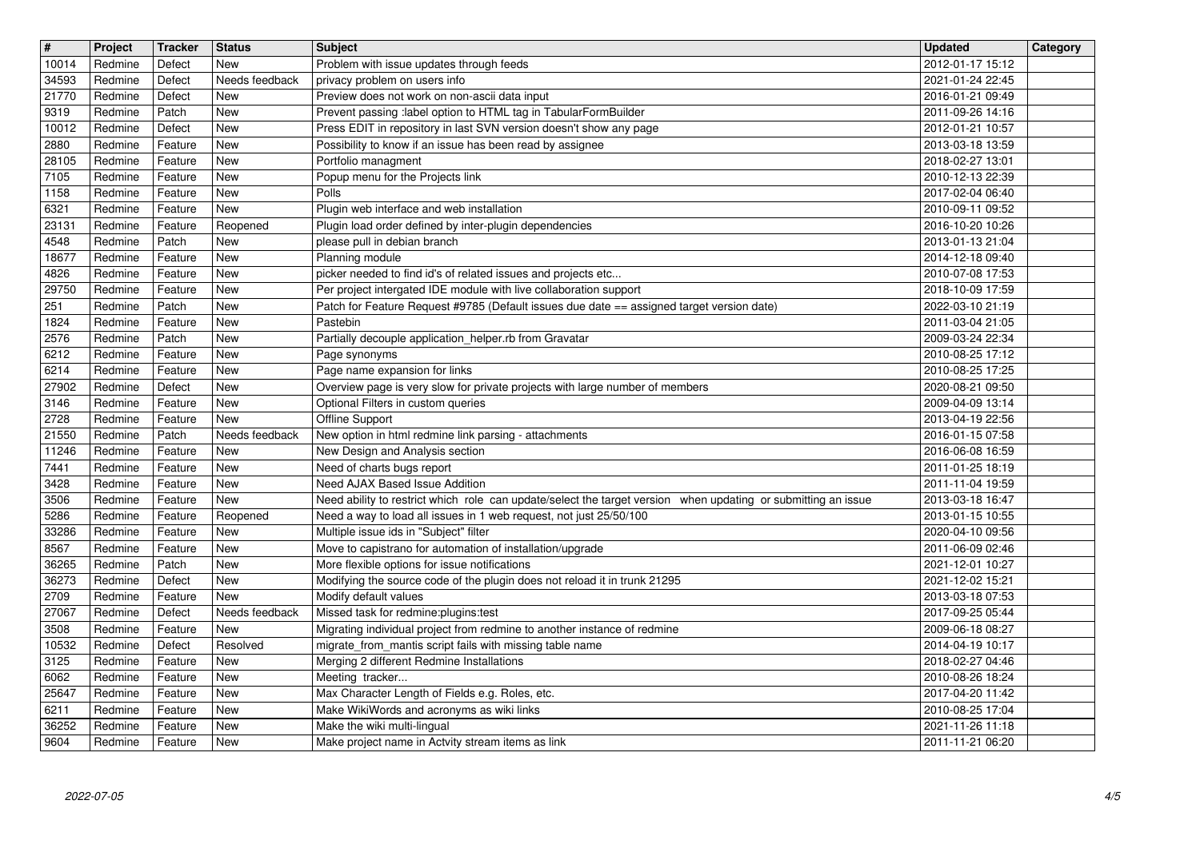| # | Project | Tracker | Status | Subject | Updated | Category |
| --- | --- | --- | --- | --- | --- | --- |
| 10014 | Redmine | Defect | New | Problem with issue updates through feeds | 2012-01-17 15:12 | |
| 34593 | Redmine | Defect | Needs feedback | privacy problem on users info | 2021-01-24 22:45 | |
| 21770 | Redmine | Defect | New | Preview does not work on non-ascii data input | 2016-01-21 09:49 | |
| 9319 | Redmine | Patch | New | Prevent passing :label option to HTML tag in TabularFormBuilder | 2011-09-26 14:16 | |
| 10012 | Redmine | Defect | New | Press EDIT in repository in last SVN version doesn't show any page | 2012-01-21 10:57 | |
| 2880 | Redmine | Feature | New | Possibility to know if an issue has been read by assignee | 2013-03-18 13:59 | |
| 28105 | Redmine | Feature | New | Portfolio managment | 2018-02-27 13:01 | |
| 7105 | Redmine | Feature | New | Popup menu for the Projects link | 2010-12-13 22:39 | |
| 1158 | Redmine | Feature | New | Polls | 2017-02-04 06:40 | |
| 6321 | Redmine | Feature | New | Plugin web interface and web installation | 2010-09-11 09:52 | |
| 23131 | Redmine | Feature | Reopened | Plugin load order defined by inter-plugin dependencies | 2016-10-20 10:26 | |
| 4548 | Redmine | Patch | New | please pull in debian branch | 2013-01-13 21:04 | |
| 18677 | Redmine | Feature | New | Planning module | 2014-12-18 09:40 | |
| 4826 | Redmine | Feature | New | picker needed to find id's of related issues and projects etc... | 2010-07-08 17:53 | |
| 29750 | Redmine | Feature | New | Per project intergated IDE module with live collaboration support | 2018-10-09 17:59 | |
| 251 | Redmine | Patch | New | Patch for Feature Request #9785 (Default issues due date == assigned target version date) | 2022-03-10 21:19 | |
| 1824 | Redmine | Feature | New | Pastebin | 2011-03-04 21:05 | |
| 2576 | Redmine | Patch | New | Partially decouple application_helper.rb from Gravatar | 2009-03-24 22:34 | |
| 6212 | Redmine | Feature | New | Page synonyms | 2010-08-25 17:12 | |
| 6214 | Redmine | Feature | New | Page name expansion for links | 2010-08-25 17:25 | |
| 27902 | Redmine | Defect | New | Overview page is very slow for private projects with large number of members | 2020-08-21 09:50 | |
| 3146 | Redmine | Feature | New | Optional Filters in custom queries | 2009-04-09 13:14 | |
| 2728 | Redmine | Feature | New | Offline Support | 2013-04-19 22:56 | |
| 21550 | Redmine | Patch | Needs feedback | New option in html redmine link parsing - attachments | 2016-01-15 07:58 | |
| 11246 | Redmine | Feature | New | New Design and Analysis section | 2016-06-08 16:59 | |
| 7441 | Redmine | Feature | New | Need of charts bugs report | 2011-01-25 18:19 | |
| 3428 | Redmine | Feature | New | Need AJAX Based Issue Addition | 2011-11-04 19:59 | |
| 3506 | Redmine | Feature | New | Need ability to restrict which role can update/select the target version when updating or submitting an issue | 2013-03-18 16:47 | |
| 5286 | Redmine | Feature | Reopened | Need a way to load all issues in 1 web request, not just 25/50/100 | 2013-01-15 10:55 | |
| 33286 | Redmine | Feature | New | Multiple issue ids in "Subject" filter | 2020-04-10 09:56 | |
| 8567 | Redmine | Feature | New | Move to capistrano for automation of installation/upgrade | 2011-06-09 02:46 | |
| 36265 | Redmine | Patch | New | More flexible options for issue notifications | 2021-12-01 10:27 | |
| 36273 | Redmine | Defect | New | Modifying the source code of the plugin does not reload it in trunk 21295 | 2021-12-02 15:21 | |
| 2709 | Redmine | Feature | New | Modify default values | 2013-03-18 07:53 | |
| 27067 | Redmine | Defect | Needs feedback | Missed task for redmine:plugins:test | 2017-09-25 05:44 | |
| 3508 | Redmine | Feature | New | Migrating individual project from redmine to another instance of redmine | 2009-06-18 08:27 | |
| 10532 | Redmine | Defect | Resolved | migrate_from_mantis script fails with missing table name | 2014-04-19 10:17 | |
| 3125 | Redmine | Feature | New | Merging 2 different Redmine Installations | 2018-02-27 04:46 | |
| 6062 | Redmine | Feature | New | Meeting tracker... | 2010-08-26 18:24 | |
| 25647 | Redmine | Feature | New | Max Character Length of Fields e.g. Roles, etc. | 2017-04-20 11:42 | |
| 6211 | Redmine | Feature | New | Make WikiWords and acronyms as wiki links | 2010-08-25 17:04 | |
| 36252 | Redmine | Feature | New | Make the wiki multi-lingual | 2021-11-26 11:18 | |
| 9604 | Redmine | Feature | New | Make project name in Actvity stream items as link | 2011-11-21 06:20 | |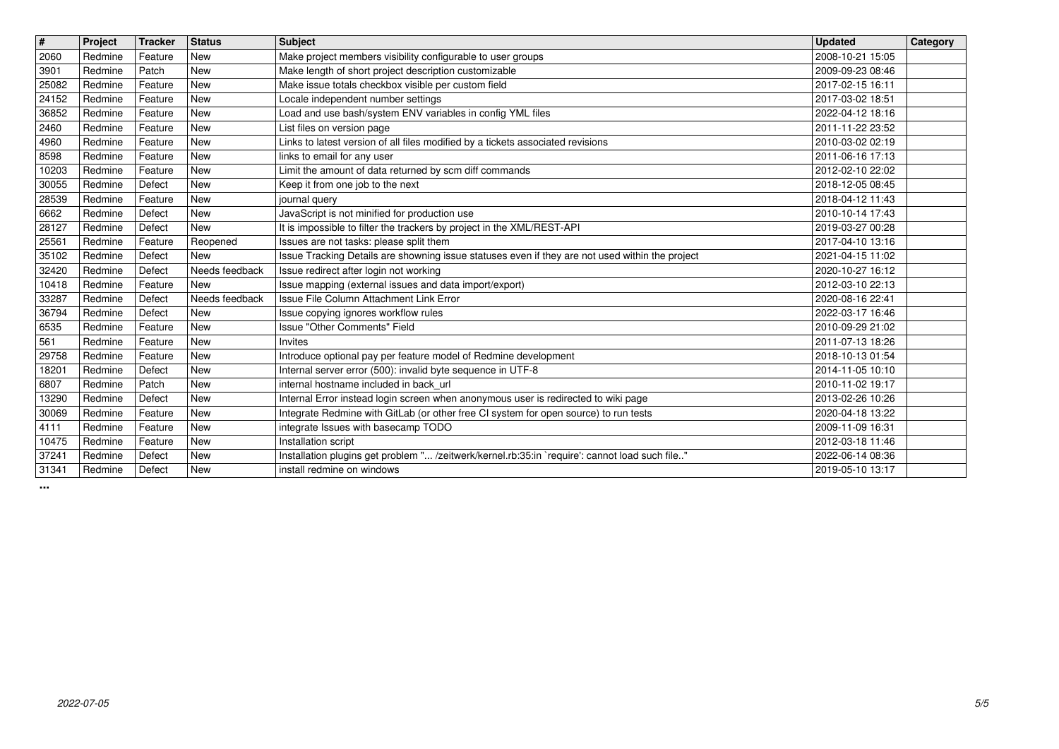| # | Project | Tracker | Status | Subject | Updated | Category |
|---|---|---|---|---|---|---|
| 2060 | Redmine | Feature | New | Make project members visibility configurable to user groups | 2008-10-21 15:05 | |
| 3901 | Redmine | Patch | New | Make length of short project description customizable | 2009-09-23 08:46 | |
| 25082 | Redmine | Feature | New | Make issue totals checkbox visible per custom field | 2017-02-15 16:11 | |
| 24152 | Redmine | Feature | New | Locale independent number settings | 2017-03-02 18:51 | |
| 36852 | Redmine | Feature | New | Load and use bash/system ENV variables in config YML files | 2022-04-12 18:16 | |
| 2460 | Redmine | Feature | New | List files on version page | 2011-11-22 23:52 | |
| 4960 | Redmine | Feature | New | Links to latest version of all files modified by a tickets associated revisions | 2010-03-02 02:19 | |
| 8598 | Redmine | Feature | New | links to email for any user | 2011-06-16 17:13 | |
| 10203 | Redmine | Feature | New | Limit the amount of data returned by scm diff commands | 2012-02-10 22:02 | |
| 30055 | Redmine | Defect | New | Keep it from one job to the next | 2018-12-05 08:45 | |
| 28539 | Redmine | Feature | New | journal query | 2018-04-12 11:43 | |
| 6662 | Redmine | Defect | New | JavaScript is not minified for production use | 2010-10-14 17:43 | |
| 28127 | Redmine | Defect | New | It is impossible to filter the trackers by project in the XML/REST-API | 2019-03-27 00:28 | |
| 25561 | Redmine | Feature | Reopened | Issues are not tasks: please split them | 2017-04-10 13:16 | |
| 35102 | Redmine | Defect | New | Issue Tracking Details are showning issue statuses even if they are not used within the project | 2021-04-15 11:02 | |
| 32420 | Redmine | Defect | Needs feedback | Issue redirect after login not working | 2020-10-27 16:12 | |
| 10418 | Redmine | Feature | New | Issue mapping (external issues and data import/export) | 2012-03-10 22:13 | |
| 33287 | Redmine | Defect | Needs feedback | Issue File Column Attachment Link Error | 2020-08-16 22:41 | |
| 36794 | Redmine | Defect | New | Issue copying ignores workflow rules | 2022-03-17 16:46 | |
| 6535 | Redmine | Feature | New | Issue "Other Comments" Field | 2010-09-29 21:02 | |
| 561 | Redmine | Feature | New | Invites | 2011-07-13 18:26 | |
| 29758 | Redmine | Feature | New | Introduce optional pay per feature model of Redmine development | 2018-10-13 01:54 | |
| 18201 | Redmine | Defect | New | Internal server error (500): invalid byte sequence in UTF-8 | 2014-11-05 10:10 | |
| 6807 | Redmine | Patch | New | internal hostname included in back_url | 2010-11-02 19:17 | |
| 13290 | Redmine | Defect | New | Internal Error instead login screen when anonymous user is redirected to wiki page | 2013-02-26 10:26 | |
| 30069 | Redmine | Feature | New | Integrate Redmine with GitLab (or other free CI system for open source) to run tests | 2020-04-18 13:22 | |
| 4111 | Redmine | Feature | New | integrate Issues with basecamp TODO | 2009-11-09 16:31 | |
| 10475 | Redmine | Feature | New | Installation script | 2012-03-18 11:46 | |
| 37241 | Redmine | Defect | New | Installation plugins get problem "... /zeitwerk/kernel.rb:35:in `require': cannot load such file.." | 2022-06-14 08:36 | |
| 31341 | Redmine | Defect | New | install redmine on windows | 2019-05-10 13:17 | |

...